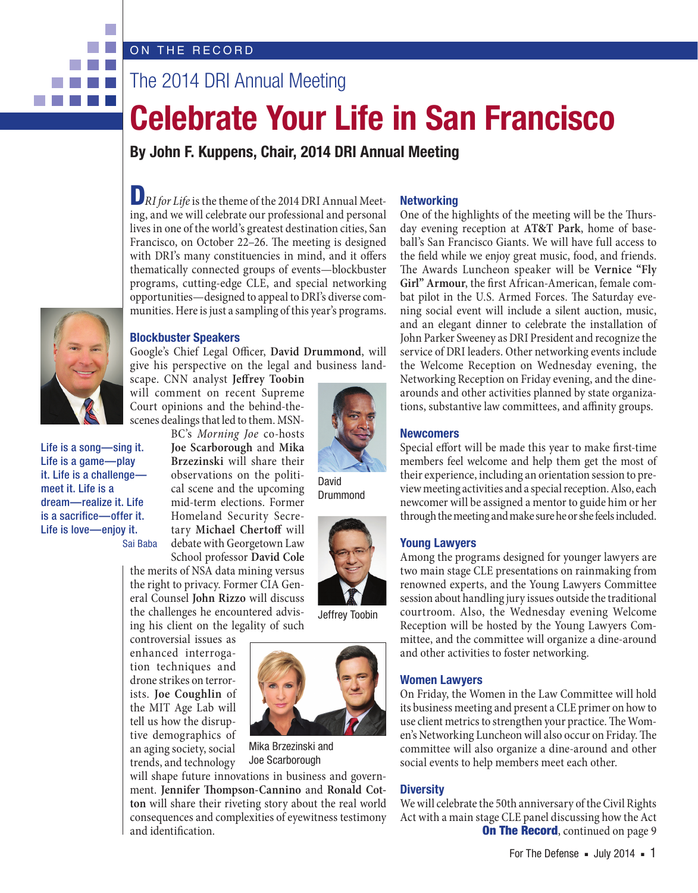ON THE RECORD

## The 2014 DRI Annual Meeting

# Celebrate Your Life in San Francisco

**By John F. Kuppens, Chair, 2014 DRI Annual Meeting**

*DRI for Life* is the theme of the 2014 DRI Annual Meeting, and we will celebrate our professional and personal lives in one of the world's greatest destination cities, San Francisco, on October 22–26. The meeting is designed with DRI's many constituencies in mind, and it offers thematically connected groups of events—blockbuster programs, cutting-edge CLE, and special networking opportunities—designed to appeal to DRI's diverse communities. Here is just a sampling of this year's programs.

Life is a song—sing it. Life is a game—play it. Life is a challenge—meet it. Life is a dream—realize it. Life is a sacrifice—offer it. Life is love—enjoy it.
Sai Baba

### Blockbuster Speakers

Google's Chief Legal Officer, **David Drummond**, will give his perspective on the legal and business landscape. CNN analyst **Jeffrey Toobin** will comment on recent Supreme Court opinions and the behind-the-scenes dealings that led to them. MSNBC's *Morning Joe* co-hosts **Joe Scarborough** and **Mika Brzezinski** will share their observations on the political scene and the upcoming mid-term elections. Former Homeland Security Secretary **Michael Chertoff** will debate with Georgetown Law School professor **David Cole** the merits of NSA data mining versus the right to privacy. Former CIA General Counsel **John Rizzo** will discuss the challenges he encountered advising his client on the legality of such controversial issues as enhanced interrogation techniques and drone strikes on terrorists. **Joe Coughlin** of the MIT Age Lab will tell us how the disruptive demographics of an aging society, social trends, and technology will shape future innovations in business and government. **Jennifer Thompson-Cannino** and **Ronald Cotton** will share their riveting story about the real world consequences and complexities of eyewitness testimony and identification.

David Drummond

Jeffrey Toobin

Mika Brzezinski and Joe Scarborough

### Networking

One of the highlights of the meeting will be the Thursday evening reception at **AT&T Park**, home of baseball's San Francisco Giants. We will have full access to the field while we enjoy great music, food, and friends. The Awards Luncheon speaker will be **Vernice "Fly Girl" Armour**, the first African-American, female combat pilot in the U.S. Armed Forces. The Saturday evening social event will include a silent auction, music, and an elegant dinner to celebrate the installation of John Parker Sweeney as DRI President and recognize the service of DRI leaders. Other networking events include the Welcome Reception on Wednesday evening, the Networking Reception on Friday evening, and the dine-arounds and other activities planned by state organizations, substantive law committees, and affinity groups.

### Newcomers

Special effort will be made this year to make first-time members feel welcome and help them get the most of their experience, including an orientation session to preview meeting activities and a special reception. Also, each newcomer will be assigned a mentor to guide him or her through the meeting and make sure he or she feels included.

### Young Lawyers

Among the programs designed for younger lawyers are two main stage CLE presentations on rainmaking from renowned experts, and the Young Lawyers Committee session about handling jury issues outside the traditional courtroom. Also, the Wednesday evening Welcome Reception will be hosted by the Young Lawyers Committee, and the committee will organize a dine-around and other activities to foster networking.

### Women Lawyers

On Friday, the Women in the Law Committee will hold its business meeting and present a CLE primer on how to use client metrics to strengthen your practice. The Women's Networking Luncheon will also occur on Friday. The committee will also organize a dine-around and other social events to help members meet each other.

### Diversity

We will celebrate the 50th anniversary of the Civil Rights Act with a main stage CLE panel discussing how the Act

**On The Record**, continued on page 9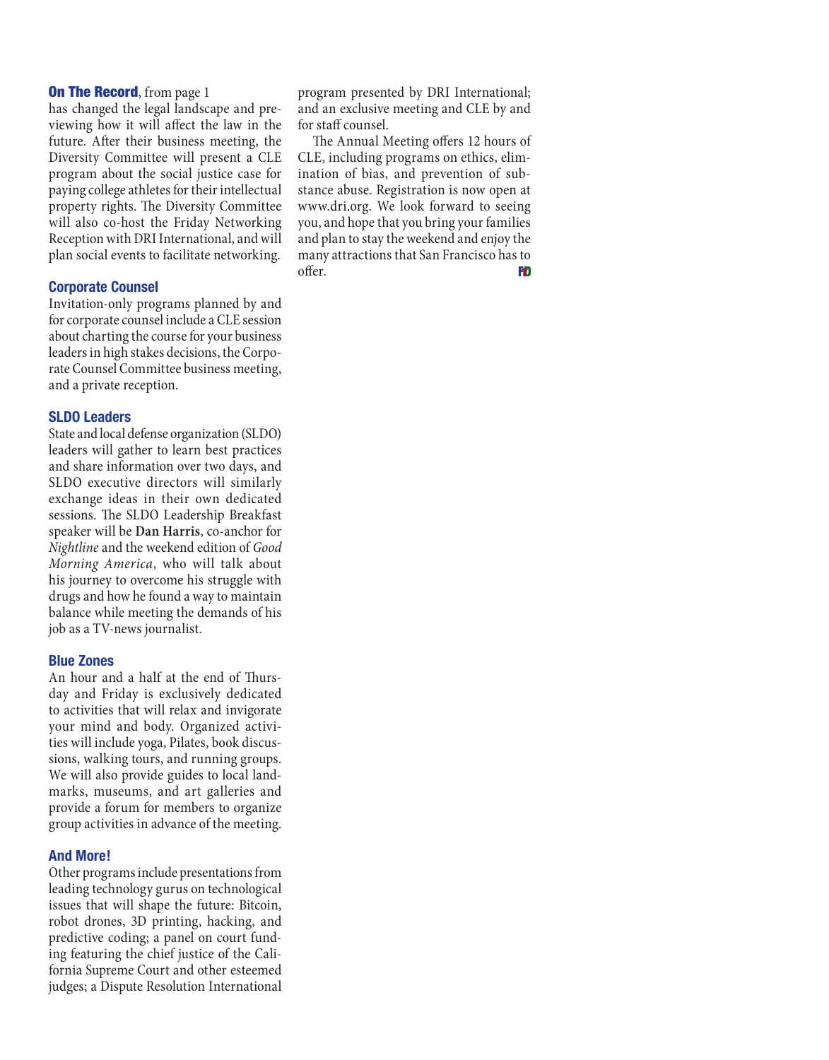**On The Record**, from page 1

has changed the legal landscape and previewing how it will affect the law in the future. After their business meeting, the Diversity Committee will present a CLE program about the social justice case for paying college athletes for their intellectual property rights. The Diversity Committee will also co-host the Friday Networking Reception with DRI International, and will plan social events to facilitate networking.

### Corporate Counsel

Invitation-only programs planned by and for corporate counsel include a CLE session about charting the course for your business leaders in high stakes decisions, the Corporate Counsel Committee business meeting, and a private reception.

### SLDO Leaders

State and local defense organization (SLDO) leaders will gather to learn best practices and share information over two days, and SLDO executive directors will similarly exchange ideas in their own dedicated sessions. The SLDO Leadership Breakfast speaker will be **Dan Harris**, co-anchor for *Nightline* and the weekend edition of *Good Morning America*, who will talk about his journey to overcome his struggle with drugs and how he found a way to maintain balance while meeting the demands of his job as a TV-news journalist.

### Blue Zones

An hour and a half at the end of Thursday and Friday is exclusively dedicated to activities that will relax and invigorate your mind and body. Organized activities will include yoga, Pilates, book discussions, walking tours, and running groups. We will also provide guides to local landmarks, museums, and art galleries and provide a forum for members to organize group activities in advance of the meeting.

### And More!

Other programs include presentations from leading technology gurus on technological issues that will shape the future: Bitcoin, robot drones, 3D printing, hacking, and predictive coding; a panel on court funding featuring the chief justice of the California Supreme Court and other esteemed judges; a Dispute Resolution International program presented by DRI International; and an exclusive meeting and CLE by and for staff counsel.

The Annual Meeting offers 12 hours of CLE, including programs on ethics, elimination of bias, and prevention of substance abuse. Registration is now open at www.dri.org. We look forward to seeing you, and hope that you bring your families and plan to stay the weekend and enjoy the many attractions that San Francisco has to offer.